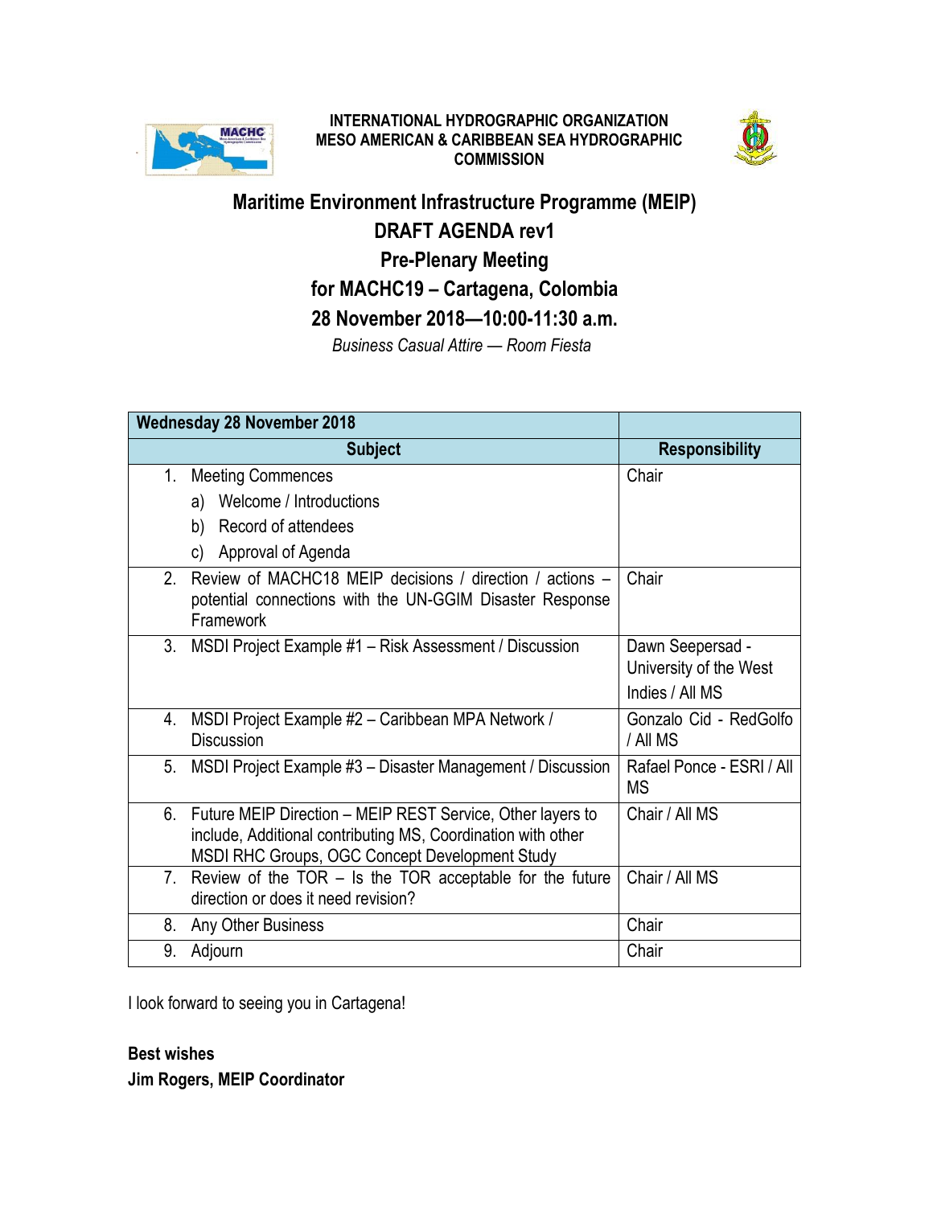**INTERNATIONAL HYDROGRAPHIC ORGANIZATION**
**MESO AMERICAN & CARIBBEAN SEA HYDROGRAPHIC COMMISSION**

# Maritime Environment Infrastructure Programme (MEIP)
## DRAFT AGENDA rev1
## Pre-Plenary Meeting
## for MACHC19 – Cartagena, Colombia
## 28 November 2018—10:00-11:30 a.m.

*Business Casual Attire — Room Fiesta*

| **Wednesday 28 November 2018** | |
|---|---|
| **Subject** | **Responsibility** |
| 1. Meeting Commences<br>a) Welcome / Introductions<br>b) Record of attendees<br>c) Approval of Agenda | Chair |
| 2. Review of MACHC18 MEIP decisions / direction / actions – potential connections with the UN-GGIM Disaster Response Framework | Chair |
| 3. MSDI Project Example #1 – Risk Assessment / Discussion | Dawn Seepersad - University of the West Indies / All MS |
| 4. MSDI Project Example #2 – Caribbean MPA Network / Discussion | Gonzalo Cid - RedGolfo / All MS |
| 5. MSDI Project Example #3 – Disaster Management / Discussion | Rafael Ponce - ESRI / All MS |
| 6. Future MEIP Direction – MEIP REST Service, Other layers to include, Additional contributing MS, Coordination with other MSDI RHC Groups, OGC Concept Development Study | Chair / All MS |
| 7. Review of the TOR – Is the TOR acceptable for the future direction or does it need revision? | Chair / All MS |
| 8. Any Other Business | Chair |
| 9. Adjourn | Chair |

I look forward to seeing you in Cartagena!

**Best wishes**
**Jim Rogers, MEIP Coordinator**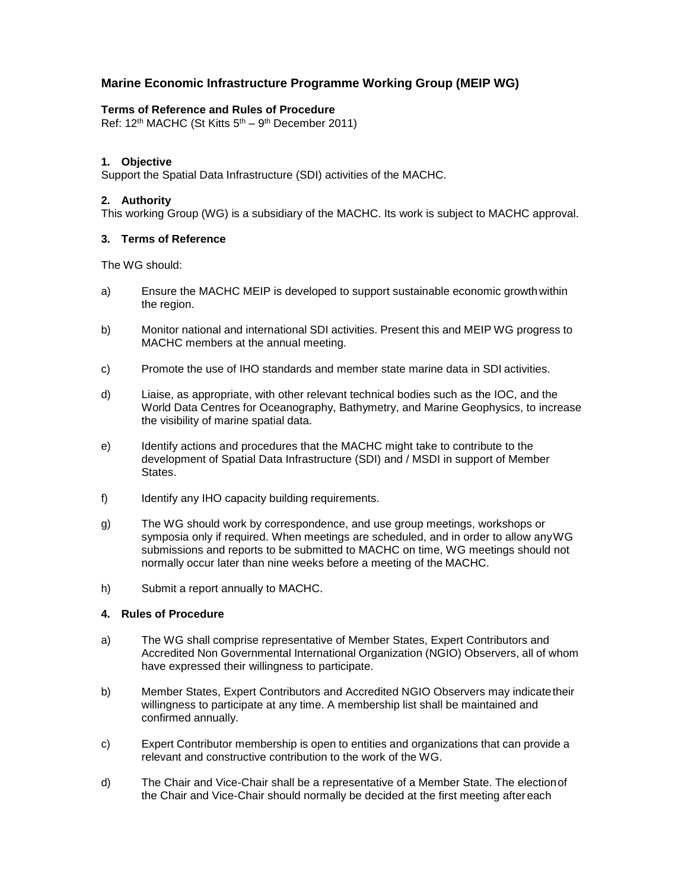## Marine Economic Infrastructure Programme Working Group (MEIP WG)

**Terms of Reference and Rules of Procedure**

Ref: 12th MACHC (St Kitts 5th – 9th December 2011)

### 1. Objective

Support the Spatial Data Infrastructure (SDI) activities of the MACHC.

### 2. Authority

This working Group (WG) is a subsidiary of the MACHC. Its work is subject to MACHC approval.

### 3. Terms of Reference

The WG should:

a) Ensure the MACHC MEIP is developed to support sustainable economic growth within the region.

b) Monitor national and international SDI activities. Present this and MEIP WG progress to MACHC members at the annual meeting.

c) Promote the use of IHO standards and member state marine data in SDI activities.

d) Liaise, as appropriate, with other relevant technical bodies such as the IOC, and the World Data Centres for Oceanography, Bathymetry, and Marine Geophysics, to increase the visibility of marine spatial data.

e) Identify actions and procedures that the MACHC might take to contribute to the development of Spatial Data Infrastructure (SDI) and / MSDI in support of Member States.

f) Identify any IHO capacity building requirements.

g) The WG should work by correspondence, and use group meetings, workshops or symposia only if required. When meetings are scheduled, and in order to allow any WG submissions and reports to be submitted to MACHC on time, WG meetings should not normally occur later than nine weeks before a meeting of the MACHC.

h) Submit a report annually to MACHC.

### 4. Rules of Procedure

a) The WG shall comprise representative of Member States, Expert Contributors and Accredited Non Governmental International Organization (NGIO) Observers, all of whom have expressed their willingness to participate.

b) Member States, Expert Contributors and Accredited NGIO Observers may indicate their willingness to participate at any time. A membership list shall be maintained and confirmed annually.

c) Expert Contributor membership is open to entities and organizations that can provide a relevant and constructive contribution to the work of the WG.

d) The Chair and Vice-Chair shall be a representative of a Member State. The election of the Chair and Vice-Chair should normally be decided at the first meeting after each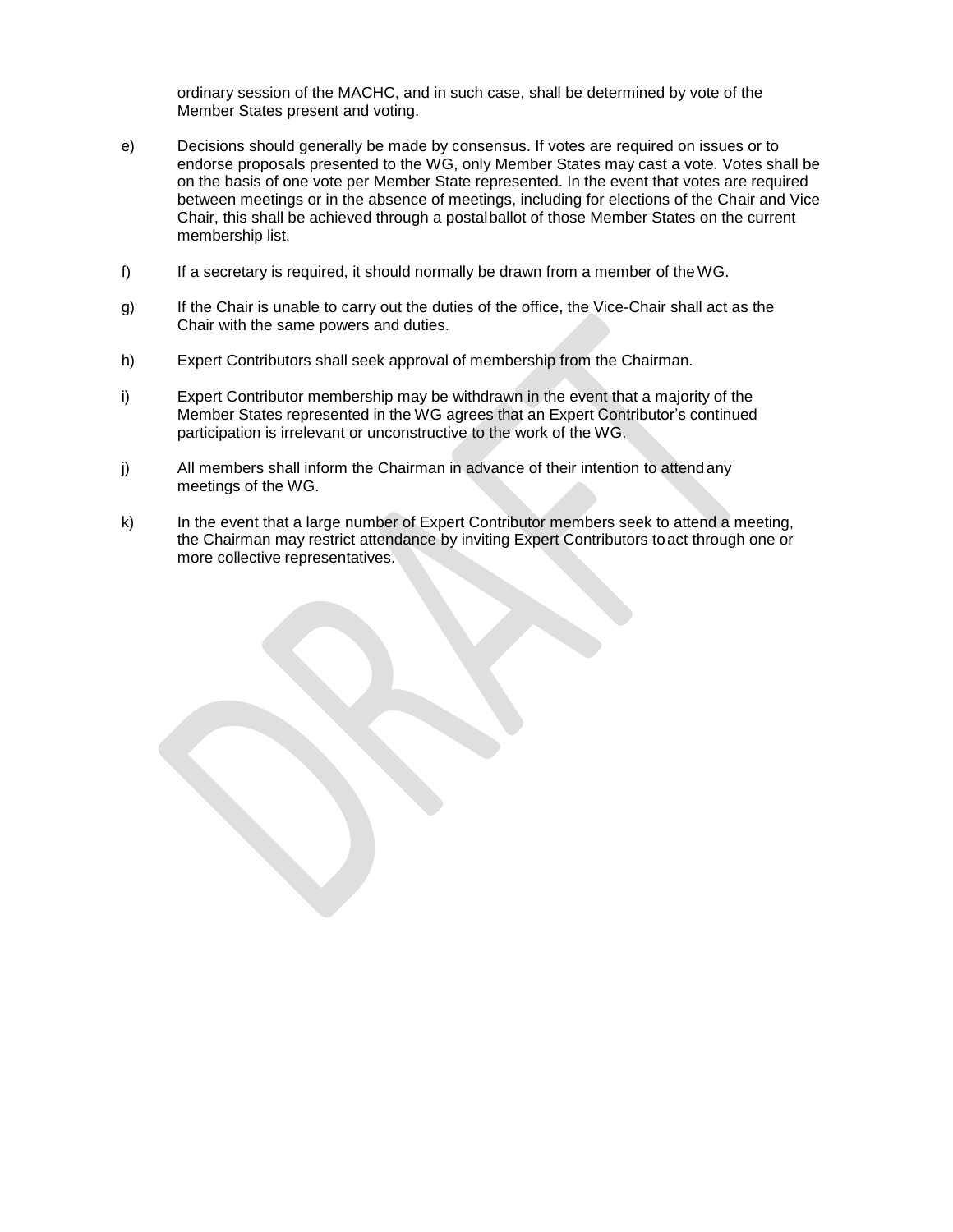ordinary session of the MACHC, and in such case, shall be determined by vote of the Member States present and voting.

e) Decisions should generally be made by consensus. If votes are required on issues or to endorse proposals presented to the WG, only Member States may cast a vote. Votes shall be on the basis of one vote per Member State represented. In the event that votes are required between meetings or in the absence of meetings, including for elections of the Chair and Vice Chair, this shall be achieved through a postal ballot of those Member States on the current membership list.

f) If a secretary is required, it should normally be drawn from a member of the WG.

g) If the Chair is unable to carry out the duties of the office, the Vice-Chair shall act as the Chair with the same powers and duties.

h) Expert Contributors shall seek approval of membership from the Chairman.

i) Expert Contributor membership may be withdrawn in the event that a majority of the Member States represented in the WG agrees that an Expert Contributor's continued participation is irrelevant or unconstructive to the work of the WG.

j) All members shall inform the Chairman in advance of their intention to attend any meetings of the WG.

k) In the event that a large number of Expert Contributor members seek to attend a meeting, the Chairman may restrict attendance by inviting Expert Contributors to act through one or more collective representatives.